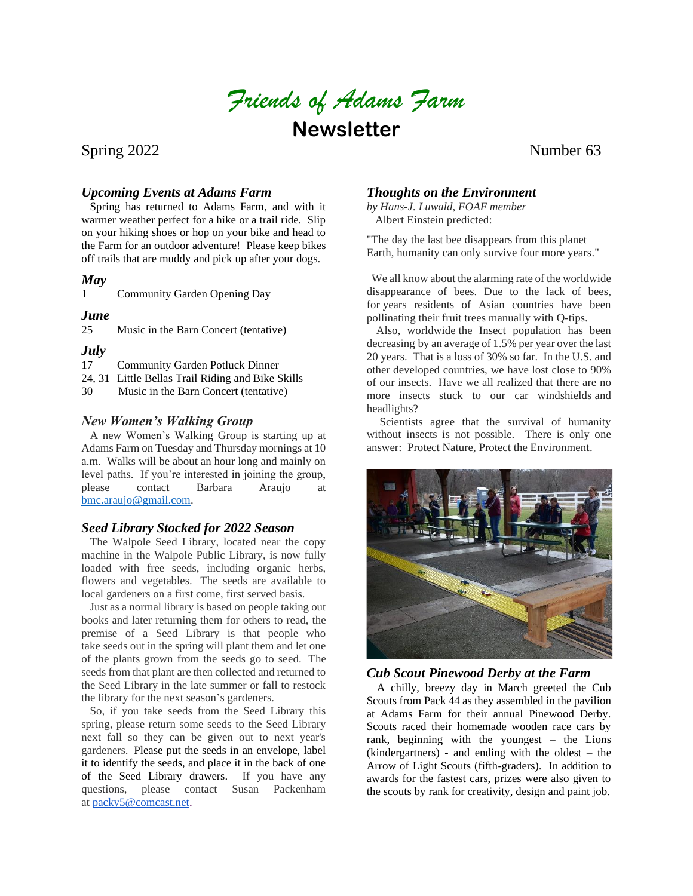# *Friends of Adams Farm*

## Newsletter

Spring 2022 Number 63

### *Upcoming Events at Adams Farm*

Spring has returned to Adams Farm, and with it warmer weather perfect for a hike or a trail ride. Slip on your hiking shoes or hop on your bike and head to the Farm for an outdoor adventure! Please keep bikes off trails that are muddy and pick up after your dogs.

#### *May*

1 Community Garden Opening Day

#### *June*

25 Music in the Barn Concert (tentative)

#### *July*

17 Community Garden Potluck Dinner

24, 31 Little Bellas Trail Riding and Bike Skills

30 Music in the Barn Concert (tentative)

### *New Women's Walking Group*

A new Women's Walking Group is starting up at Adams Farm on Tuesday and Thursday mornings at 10 a.m. Walks will be about an hour long and mainly on level paths. If you're interested in joining the group, please contact Barbara Araujo at bmc.araujo@gmail.com.

### *Seed Library Stocked for 2022 Season*

The Walpole Seed Library, located near the copy machine in the Walpole Public Library, is now fully loaded with free seeds, including organic herbs, flowers and vegetables. The seeds are available to local gardeners on a first come, first served basis.

Just as a normal library is based on people taking out books and later returning them for others to read, the premise of a Seed Library is that people who take seeds out in the spring will plant them and let one of the plants grown from the seeds go to seed. The seeds from that plant are then collected and returned to the Seed Library in the late summer or fall to restock the library for the next season's gardeners.

So, if you take seeds from the Seed Library this spring, please return some seeds to the Seed Library next fall so they can be given out to next year's gardeners. Please put the seeds in an envelope, label it to identify the seeds, and place it in the back of one of the Seed Library drawers. If you have any questions, please contact Susan Packenham at packy5@comcast.net.

### *Thoughts on the Environment*

*by Hans-J. Luwald, FOAF member*

Albert Einstein predicted:

"The day the last bee disappears from this planet Earth, humanity can only survive four more years."

We all know about the alarming rate of the worldwide disappearance of bees. Due to the lack of bees, for years residents of Asian countries have been pollinating their fruit trees manually with Q-tips.

Also, worldwide the Insect population has been decreasing by an average of 1.5% per year over the last 20 years. That is a loss of 30% so far. In the U.S. and other developed countries, we have lost close to 90% of our insects. Have we all realized that there are no more insects stuck to our car windshields and headlights?

Scientists agree that the survival of humanity without insects is not possible. There is only one answer: Protect Nature, Protect the Environment.

### *Cub Scout Pinewood Derby at the Farm*

A chilly, breezy day in March greeted the Cub Scouts from Pack 44 as they assembled in the pavilion at Adams Farm for their annual Pinewood Derby. Scouts raced their homemade wooden race cars by rank, beginning with the youngest – the Lions (kindergartners) - and ending with the oldest – the Arrow of Light Scouts (fifth-graders). In addition to awards for the fastest cars, prizes were also given to the scouts by rank for creativity, design and paint job.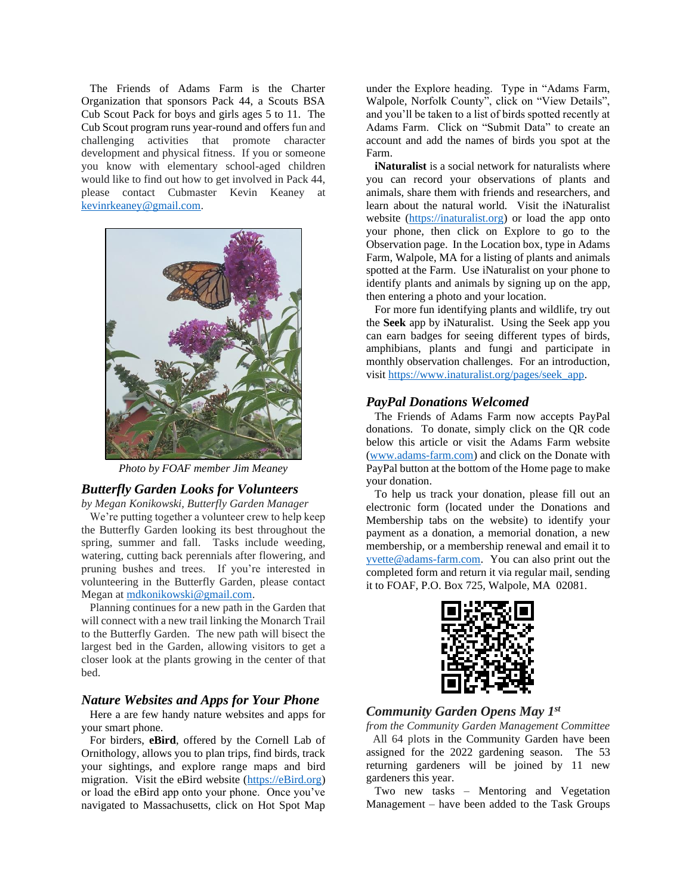The Friends of Adams Farm is the Charter Organization that sponsors Pack 44, a Scouts BSA Cub Scout Pack for boys and girls ages 5 to 11. The Cub Scout program runs year-round and offers fun and challenging activities that promote character development and physical fitness. If you or someone you know with elementary school-aged children would like to find out how to get involved in Pack 44, please contact Cubmaster Kevin Keaney at kevinrkeaney@gmail.com.

*Photo by FOAF member Jim Meaney*

## *Butterfly Garden Looks for Volunteers*

*by Megan Konikowski, Butterfly Garden Manager*

We're putting together a volunteer crew to help keep the Butterfly Garden looking its best throughout the spring, summer and fall. Tasks include weeding, watering, cutting back perennials after flowering, and pruning bushes and trees. If you're interested in volunteering in the Butterfly Garden, please contact Megan at mdkonikowski@gmail.com.

Planning continues for a new path in the Garden that will connect with a new trail linking the Monarch Trail to the Butterfly Garden. The new path will bisect the largest bed in the Garden, allowing visitors to get a closer look at the plants growing in the center of that bed.

## *Nature Websites and Apps for Your Phone*

Here a are few handy nature websites and apps for your smart phone.

For birders, **eBird**, offered by the Cornell Lab of Ornithology, allows you to plan trips, find birds, track your sightings, and explore range maps and bird migration. Visit the eBird website (https://eBird.org) or load the eBird app onto your phone. Once you've navigated to Massachusetts, click on Hot Spot Map under the Explore heading. Type in "Adams Farm, Walpole, Norfolk County", click on "View Details", and you'll be taken to a list of birds spotted recently at Adams Farm. Click on "Submit Data" to create an account and add the names of birds you spot at the Farm.

**iNaturalist** is a social network for naturalists where you can record your observations of plants and animals, share them with friends and researchers, and learn about the natural world. Visit the iNaturalist website (https://inaturalist.org) or load the app onto your phone, then click on Explore to go to the Observation page. In the Location box, type in Adams Farm, Walpole, MA for a listing of plants and animals spotted at the Farm. Use iNaturalist on your phone to identify plants and animals by signing up on the app, then entering a photo and your location.

For more fun identifying plants and wildlife, try out the **Seek** app by iNaturalist. Using the Seek app you can earn badges for seeing different types of birds, amphibians, plants and fungi and participate in monthly observation challenges. For an introduction, visit https://www.inaturalist.org/pages/seek_app.

## *PayPal Donations Welcomed*

The Friends of Adams Farm now accepts PayPal donations. To donate, simply click on the QR code below this article or visit the Adams Farm website (www.adams-farm.com) and click on the Donate with PayPal button at the bottom of the Home page to make your donation.

To help us track your donation, please fill out an electronic form (located under the Donations and Membership tabs on the website) to identify your payment as a donation, a memorial donation, a new membership, or a membership renewal and email it to yvette@adams-farm.com. You can also print out the completed form and return it via regular mail, sending it to FOAF, P.O. Box 725, Walpole, MA 02081.

## *Community Garden Opens May 1st*

*from the Community Garden Management Committee*

All 64 plots in the Community Garden have been assigned for the 2022 gardening season. The 53 returning gardeners will be joined by 11 new gardeners this year.

Two new tasks – Mentoring and Vegetation Management – have been added to the Task Groups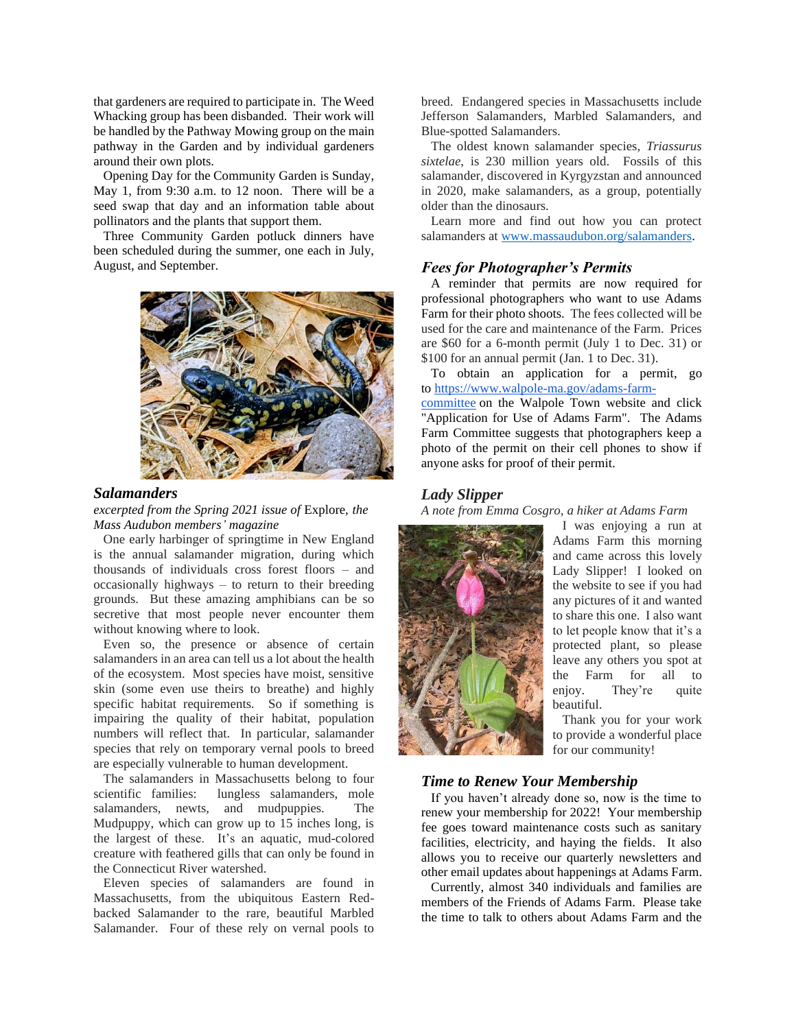that gardeners are required to participate in. The Weed Whacking group has been disbanded. Their work will be handled by the Pathway Mowing group on the main pathway in the Garden and by individual gardeners around their own plots.

Opening Day for the Community Garden is Sunday, May 1, from 9:30 a.m. to 12 noon. There will be a seed swap that day and an information table about pollinators and the plants that support them.

Three Community Garden potluck dinners have been scheduled during the summer, one each in July, August, and September.

## *Salamanders*

*excerpted from the Spring 2021 issue of* Explore, *the Mass Audubon members' magazine*

One early harbinger of springtime in New England is the annual salamander migration, during which thousands of individuals cross forest floors – and occasionally highways – to return to their breeding grounds. But these amazing amphibians can be so secretive that most people never encounter them without knowing where to look.

Even so, the presence or absence of certain salamanders in an area can tell us a lot about the health of the ecosystem. Most species have moist, sensitive skin (some even use theirs to breathe) and highly specific habitat requirements. So if something is impairing the quality of their habitat, population numbers will reflect that. In particular, salamander species that rely on temporary vernal pools to breed are especially vulnerable to human development.

The salamanders in Massachusetts belong to four scientific families: lungless salamanders, mole salamanders, newts, and mudpuppies. The Mudpuppy, which can grow up to 15 inches long, is the largest of these. It's an aquatic, mud-colored creature with feathered gills that can only be found in the Connecticut River watershed.

Eleven species of salamanders are found in Massachusetts, from the ubiquitous Eastern Red-backed Salamander to the rare, beautiful Marbled Salamander. Four of these rely on vernal pools to breed. Endangered species in Massachusetts include Jefferson Salamanders, Marbled Salamanders, and Blue-spotted Salamanders.

The oldest known salamander species, *Triassurus sixtelae*, is 230 million years old. Fossils of this salamander, discovered in Kyrgyzstan and announced in 2020, make salamanders, as a group, potentially older than the dinosaurs.

Learn more and find out how you can protect salamanders at www.massaudubon.org/salamanders.

## *Fees for Photographer's Permits*

A reminder that permits are now required for professional photographers who want to use Adams Farm for their photo shoots. The fees collected will be used for the care and maintenance of the Farm. Prices are $60 for a 6-month permit (July 1 to Dec. 31) or $100 for an annual permit (Jan. 1 to Dec. 31).

To obtain an application for a permit, go to https://www.walpole-ma.gov/adams-farm-committee on the Walpole Town website and click "Application for Use of Adams Farm". The Adams Farm Committee suggests that photographers keep a photo of the permit on their cell phones to show if anyone asks for proof of their permit.

## *Lady Slipper*

*A note from Emma Cosgro, a hiker at Adams Farm*

I was enjoying a run at Adams Farm this morning and came across this lovely Lady Slipper! I looked on the website to see if you had any pictures of it and wanted to share this one. I also want to let people know that it's a protected plant, so please leave any others you spot at the Farm for all to enjoy. They're quite beautiful.

Thank you for your work to provide a wonderful place for our community!

## *Time to Renew Your Membership*

If you haven't already done so, now is the time to renew your membership for 2022! Your membership fee goes toward maintenance costs such as sanitary facilities, electricity, and haying the fields. It also allows you to receive our quarterly newsletters and other email updates about happenings at Adams Farm.

Currently, almost 340 individuals and families are members of the Friends of Adams Farm. Please take the time to talk to others about Adams Farm and the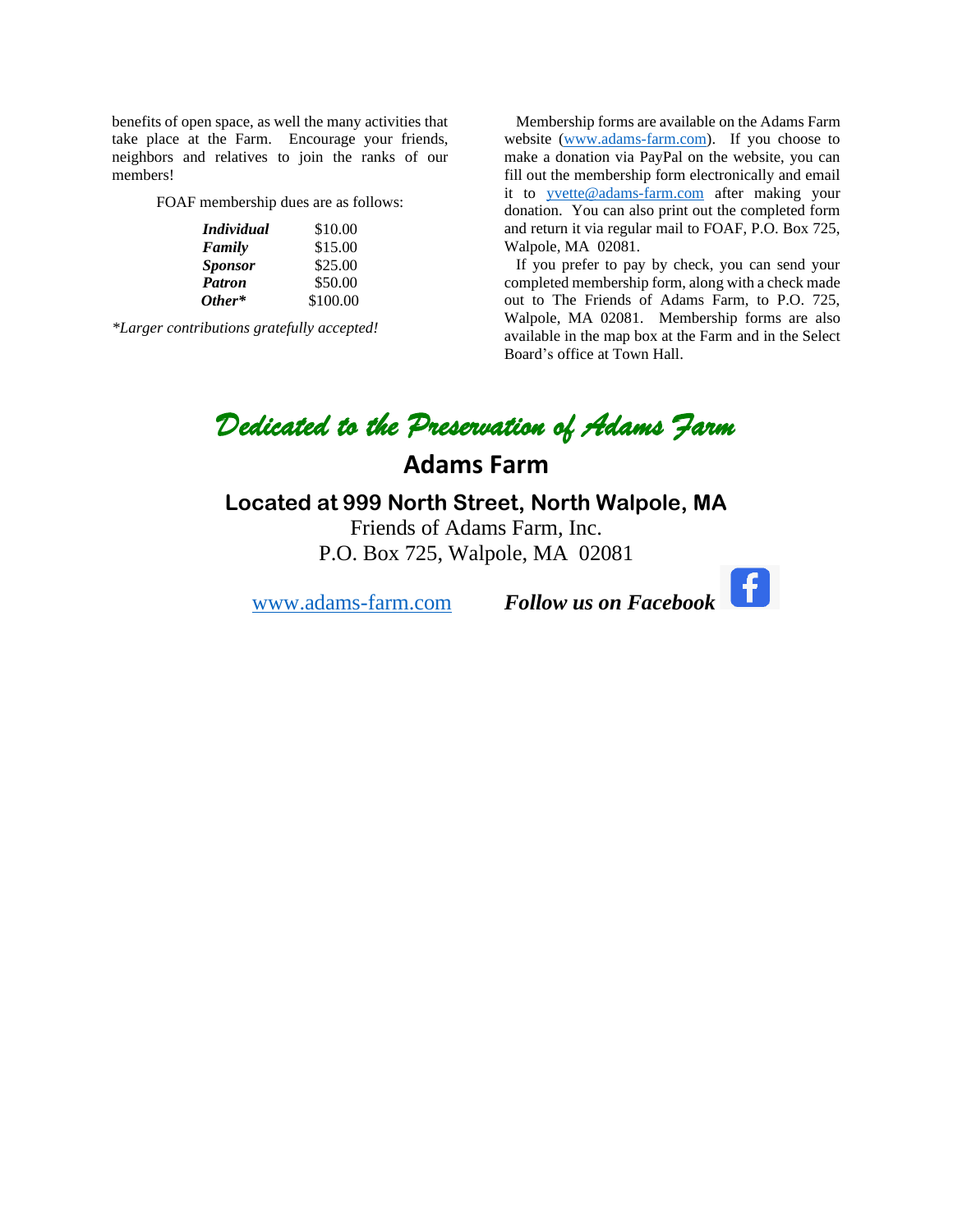benefits of open space, as well the many activities that take place at the Farm. Encourage your friends, neighbors and relatives to join the ranks of our members!

FOAF membership dues are as follows:

| | |
|---|---|
| ***Individual*** | $10.00 |
| ***Family*** | $15.00 |
| ***Sponsor*** | $25.00 |
| ***Patron*** | $50.00 |
| ***Other**** | $100.00 |

*\*Larger contributions gratefully accepted!*

Membership forms are available on the Adams Farm website (www.adams-farm.com). If you choose to make a donation via PayPal on the website, you can fill out the membership form electronically and email it to yvette@adams-farm.com after making your donation. You can also print out the completed form and return it via regular mail to FOAF, P.O. Box 725, Walpole, MA 02081.

If you prefer to pay by check, you can send your completed membership form, along with a check made out to The Friends of Adams Farm, to P.O. 725, Walpole, MA 02081. Membership forms are also available in the map box at the Farm and in the Select Board's office at Town Hall.

## *Dedicated to the Preservation of Adams Farm*

## Adams Farm

### Located at 999 North Street, North Walpole, MA

Friends of Adams Farm, Inc.
P.O. Box 725, Walpole, MA 02081

www.adams-farm.com ***Follow us on Facebook***